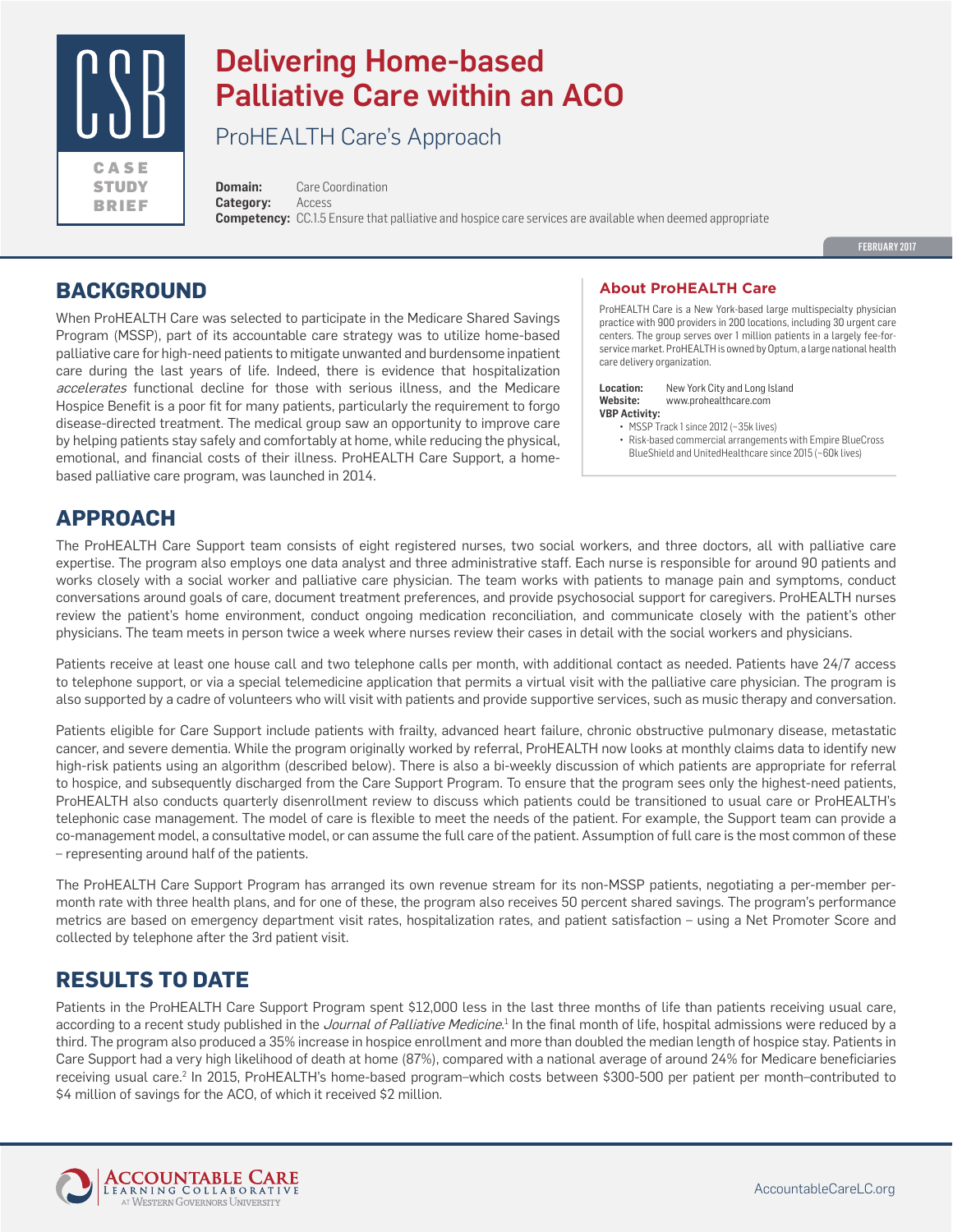CSB

CASE STUDY BRIEF

# Delivering Home-based Palliative Care within an ACO

## ProHEALTH Care's Approach

**Domain:** Care Coordination
**Category:** Access
**Competency:** CC.1.5 Ensure that palliative and hospice care services are available when deemed appropriate

FEBRUARY 2017

## BACKGROUND

When ProHEALTH Care was selected to participate in the Medicare Shared Savings Program (MSSP), part of its accountable care strategy was to utilize home-based palliative care for high-need patients to mitigate unwanted and burdensome inpatient care during the last years of life. Indeed, there is evidence that hospitalization *accelerates* functional decline for those with serious illness, and the Medicare Hospice Benefit is a poor fit for many patients, particularly the requirement to forgo disease-directed treatment. The medical group saw an opportunity to improve care by helping patients stay safely and comfortably at home, while reducing the physical, emotional, and financial costs of their illness. ProHEALTH Care Support, a home-based palliative care program, was launched in 2014.

### About ProHEALTH Care

ProHEALTH Care is a New York-based large multispecialty physician practice with 900 providers in 200 locations, including 30 urgent care centers. The group serves over 1 million patients in a largely fee-for-service market. ProHEALTH is owned by Optum, a large national health care delivery organization.

**Location:** New York City and Long Island
**Website:** www.prohealthcare.com
**VBP Activity:**
- MSSP Track 1 since 2012 (~35k lives)
- Risk-based commercial arrangements with Empire BlueCross BlueShield and UnitedHealthcare since 2015 (~60k lives)

## APPROACH

The ProHEALTH Care Support team consists of eight registered nurses, two social workers, and three doctors, all with palliative care expertise. The program also employs one data analyst and three administrative staff. Each nurse is responsible for around 90 patients and works closely with a social worker and palliative care physician. The team works with patients to manage pain and symptoms, conduct conversations around goals of care, document treatment preferences, and provide psychosocial support for caregivers. ProHEALTH nurses review the patient's home environment, conduct ongoing medication reconciliation, and communicate closely with the patient's other physicians. The team meets in person twice a week where nurses review their cases in detail with the social workers and physicians.

Patients receive at least one house call and two telephone calls per month, with additional contact as needed. Patients have 24/7 access to telephone support, or via a special telemedicine application that permits a virtual visit with the palliative care physician. The program is also supported by a cadre of volunteers who will visit with patients and provide supportive services, such as music therapy and conversation.

Patients eligible for Care Support include patients with frailty, advanced heart failure, chronic obstructive pulmonary disease, metastatic cancer, and severe dementia. While the program originally worked by referral, ProHEALTH now looks at monthly claims data to identify new high-risk patients using an algorithm (described below). There is also a bi-weekly discussion of which patients are appropriate for referral to hospice, and subsequently discharged from the Care Support Program. To ensure that the program sees only the highest-need patients, ProHEALTH also conducts quarterly disenrollment review to discuss which patients could be transitioned to usual care or ProHEALTH's telephonic case management. The model of care is flexible to meet the needs of the patient. For example, the Support team can provide a co-management model, a consultative model, or can assume the full care of the patient. Assumption of full care is the most common of these – representing around half of the patients.

The ProHEALTH Care Support Program has arranged its own revenue stream for its non-MSSP patients, negotiating a per-member per-month rate with three health plans, and for one of these, the program also receives 50 percent shared savings. The program's performance metrics are based on emergency department visit rates, hospitalization rates, and patient satisfaction – using a Net Promoter Score and collected by telephone after the 3rd patient visit.

## RESULTS TO DATE

Patients in the ProHEALTH Care Support Program spent $12,000 less in the last three months of life than patients receiving usual care, according to a recent study published in the *Journal of Palliative Medicine*.[1] In the final month of life, hospital admissions were reduced by a third. The program also produced a 35% increase in hospice enrollment and more than doubled the median length of hospice stay. Patients in Care Support had a very high likelihood of death at home (87%), compared with a national average of around 24% for Medicare beneficiaries receiving usual care.[2] In 2015, ProHEALTH's home-based program–which costs between $300-500 per patient per month–contributed to $4 million of savings for the ACO, of which it received $2 million.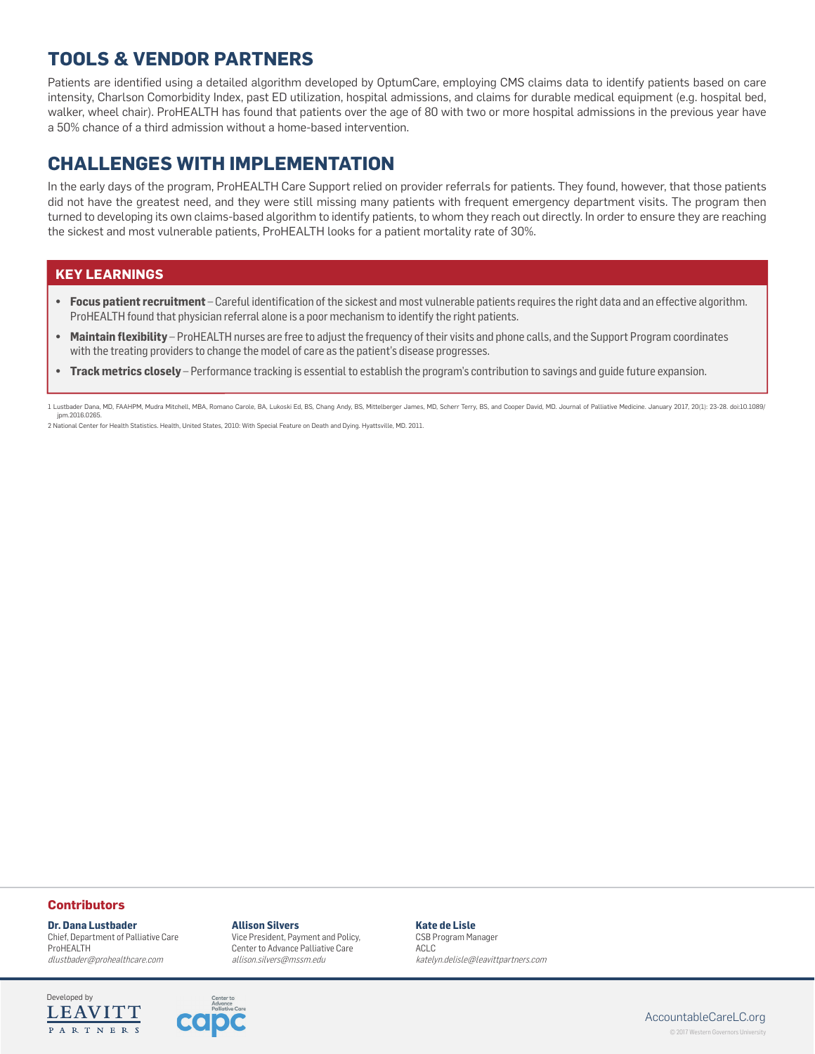## TOOLS & VENDOR PARTNERS

Patients are identified using a detailed algorithm developed by OptumCare, employing CMS claims data to identify patients based on care intensity, Charlson Comorbidity Index, past ED utilization, hospital admissions, and claims for durable medical equipment (e.g. hospital bed, walker, wheel chair). ProHEALTH has found that patients over the age of 80 with two or more hospital admissions in the previous year have a 50% chance of a third admission without a home-based intervention.

## CHALLENGES WITH IMPLEMENTATION

In the early days of the program, ProHEALTH Care Support relied on provider referrals for patients. They found, however, that those patients did not have the greatest need, and they were still missing many patients with frequent emergency department visits. The program then turned to developing its own claims-based algorithm to identify patients, to whom they reach out directly. In order to ensure they are reaching the sickest and most vulnerable patients, ProHEALTH looks for a patient mortality rate of 30%.

### KEY LEARNINGS

- **Focus patient recruitment** – Careful identification of the sickest and most vulnerable patients requires the right data and an effective algorithm. ProHEALTH found that physician referral alone is a poor mechanism to identify the right patients.
- **Maintain flexibility** – ProHEALTH nurses are free to adjust the frequency of their visits and phone calls, and the Support Program coordinates with the treating providers to change the model of care as the patient's disease progresses.
- **Track metrics closely** – Performance tracking is essential to establish the program's contribution to savings and guide future expansion.

1 Lustbader Dana, MD, FAAHPM, Mudra Mitchell, MBA, Romano Carole, BA, Lukoski Ed, BS, Chang Andy, BS, Mittelberger James, MD, Scherr Terry, BS, and Cooper David, MD. Journal of Palliative Medicine. January 2017, 20(1): 23-28. doi:10.1089/jpm.2016.0265.

2 National Center for Health Statistics. Health, United States, 2010: With Special Feature on Death and Dying. Hyattsville, MD. 2011.

### Contributors

**Dr. Dana Lustbader**
Chief, Department of Palliative Care
ProHEALTH
*dlustbader@prohealthcare.com*

**Allison Silvers**
Vice President, Payment and Policy,
Center to Advance Palliative Care
*allison.silvers@mssm.edu*

**Kate de Lisle**
CSB Program Manager
ACLC
*katelyn.delisle@leavittpartners.com*

Developed by LEAVITT PARTNERS

Center to Advance Palliative Care capc

AccountableCareLC.org

© 2017 Western Governors University